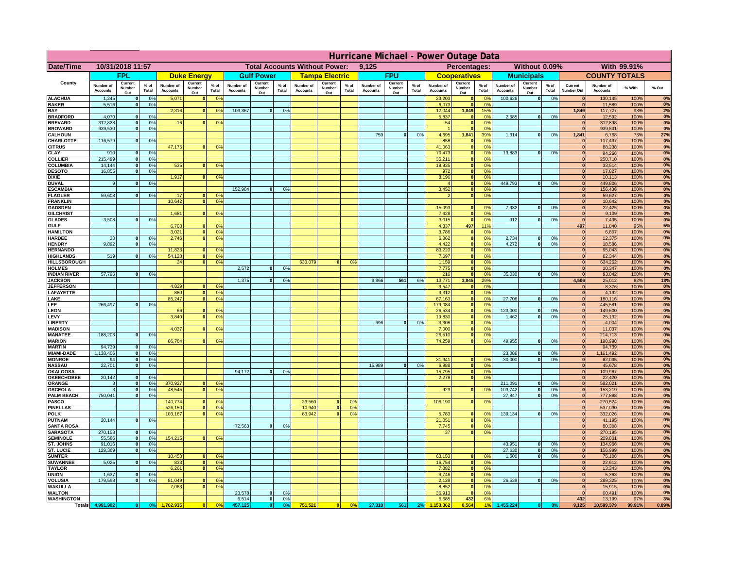# Hurricane Michael - Power Outage Data

| Date/Time | 10/31/2018 11:57 | | Total Accounts Without Power: | 9,125 | Percentages: | Without 0.09% | With 99.91% |
|---|---|---|---|---|---|---|---|

| County | FPL | | | Duke Energy | | | Gulf Power | | | Tampa Electric | | | FPU | | | Cooperatives | | | Municipals | | | COUNTY TOTALS | | | |
|---|---|---|---|---|---|---|---|---|---|---|---|---|---|---|---|---|---|---|---|---|---|---|---|---|---|
| | Number of Accounts | Current Number Out | % of Total | Number of Accounts | Current Number Out | % of Total | Number of Accounts | Current Number Out | % of Total | Number of Accounts | Current Number Out | % of Total | Number of Accounts | Current Number Out | % of Total | Number of Accounts | Current Number Out | % of Total | Number of Accounts | Current Number Out | % of Total | Current Number Out | Number of Accounts | % With | % Out |
| ALACHUA | 1,245 | 0 | 0% | 5,071 | 0 | 0% | | | | | | | | | | 23,203 | 0 | 0% | 100,626 | 0 | 0% | 0 | 130,145 | 100% | 0% |
| BAKER | 5,516 | 0 | 0% | | | | | | | | | | | | | 6,073 | 0 | 0% | | | | 0 | 11,589 | 100% | 0% |
| BAY | | | | 2,316 | 0 | 0% | 103,367 | 0 | 0% | | | | | | | 12,044 | 1,849 | 15% | | | | 1,849 | 117,727 | 98% | 2% |
| BRADFORD | 4,070 | 0 | 0% | | | | | | | | | | | | | 5,837 | 0 | 0% | 2,685 | 0 | 0% | 0 | 12,592 | 100% | 0% |
| BREVARD | 312,828 | 0 | 0% | 16 | 0 | 0% | | | | | | | | | | 54 | 0 | 0% | | | | 0 | 312,898 | 100% | 0% |
| BROWARD | 939,530 | 0 | 0% | | | | | | | | | | | | | 1 | 0 | 0% | | | | 0 | 939,531 | 100% | 0% |
| CALHOUN | | | | | | | | | | | | | 759 | 0 | 0% | 4,695 | 1,841 | 39% | 1,314 | 0 | 0% | 1,841 | 6,768 | 73% | 27% |
| CHARLOTTE | 116,579 | 0 | 0% | | | | | | | | | | | | | 858 | 0 | 0% | | | | 0 | 117,437 | 100% | 0% |
| CITRUS | | | | 47,175 | 0 | 0% | | | | | | | | | | 41,063 | 0 | 0% | | | | 0 | 88,238 | 100% | 0% |
| CLAY | 910 | 0 | 0% | | | | | | | | | | | | | 79,473 | 0 | 0% | 13,883 | 0 | 0% | 0 | 94,266 | 100% | 0% |
| COLLIER | 215,499 | 0 | 0% | | | | | | | | | | | | | 35,211 | 0 | 0% | | | | 0 | 250,710 | 100% | 0% |
| COLUMBIA | 14,144 | 0 | 0% | 535 | 0 | 0% | | | | | | | | | | 18,835 | 0 | 0% | | | | 0 | 33,514 | 100% | 0% |
| DESOTO | 16,855 | 0 | 0% | | | | | | | | | | | | | 972 | 0 | 0% | | | | 0 | 17,827 | 100% | 0% |
| DIXIE | | | | 1,917 | 0 | 0% | | | | | | | | | | 8,196 | 0 | 0% | | | | 0 | 10,113 | 100% | 0% |
| DUVAL | 9 | 0 | 0% | | | | | | | | | | | | | 4 | 0 | 0% | 449,793 | 0 | 0% | 0 | 449,806 | 100% | 0% |
| ESCAMBIA | | | | | | | 152,984 | 0 | 0% | | | | | | | 3,452 | 0 | 0% | | | | 0 | 156,436 | 100% | 0% |
| FLAGLER | 59,608 | 0 | 0% | 17 | 0 | 0% | | | | | | | | | | 2 | 0 | 0% | | | | 0 | 59,627 | 100% | 0% |
| FRANKLIN | | | | 10,642 | 0 | 0% | | | | | | | | | | | | | | | | 0 | 10,642 | 100% | 0% |
| GADSDEN | | | | | | | | | | | | | | | | 15,093 | 0 | 0% | 7,332 | 0 | 0% | 0 | 22,425 | 100% | 0% |
| GILCHRIST | | | | 1,681 | 0 | 0% | | | | | | | | | | 7,428 | 0 | 0% | | | | 0 | 9,109 | 100% | 0% |
| GLADES | 3,508 | 0 | 0% | | | | | | | | | | | | | 3,015 | 0 | 0% | 912 | 0 | 0% | 0 | 7,435 | 100% | 0% |
| GULF | | | | 6,703 | 0 | 0% | | | | | | | | | | 4,337 | 497 | 11% | | | | 497 | 11,040 | 95% | 5% |
| HAMILTON | | | | 3,021 | 0 | 0% | | | | | | | | | | 3,786 | 0 | 0% | | | | 0 | 6,807 | 100% | 0% |
| HARDEE | 33 | 0 | 0% | 2,746 | 0 | 0% | | | | | | | | | | 6,862 | 0 | 0% | 2,734 | 0 | 0% | 0 | 12,375 | 100% | 0% |
| HENDRY | 9,892 | 0 | 0% | | | | | | | | | | | | | 4,422 | 0 | 0% | 4,272 | 0 | 0% | 0 | 18,586 | 100% | 0% |
| HERNANDO | | | | 11,823 | 0 | 0% | | | | | | | | | | 83,220 | 0 | 0% | | | | 0 | 95,043 | 100% | 0% |
| HIGHLANDS | 519 | 0 | 0% | 54,128 | 0 | 0% | | | | | | | | | | 7,697 | 0 | 0% | | | | 0 | 62,344 | 100% | 0% |
| HILLSBOROUGH | | | | 24 | 0 | 0% | | | | 633,079 | 0 | 0% | | | | 1,159 | 0 | 0% | | | | 0 | 634,262 | 100% | 0% |
| HOLMES | | | | | | | 2,572 | 0 | 0% | | | | | | | 7,775 | 0 | 0% | | | | 0 | 10,347 | 100% | 0% |
| INDIAN RIVER | 57,796 | 0 | 0% | | | | | | | | | | | | | 216 | 0 | 0% | 35,030 | 0 | 0% | 0 | 93,042 | 100% | 0% |
| JACKSON | | | | | | | 1,375 | 0 | 0% | | | | 9,866 | 561 | 6% | 13,771 | 3,945 | 29% | | | | 4,506 | 25,012 | 82% | 18% |
| JEFFERSON | | | | 4,829 | 0 | 0% | | | | | | | | | | 3,547 | 0 | 0% | | | | 0 | 8,376 | 100% | 0% |
| LAFAYETTE | | | | 880 | 0 | 0% | | | | | | | | | | 3,312 | 0 | 0% | | | | 0 | 4,192 | 100% | 0% |
| LAKE | | | | 85,247 | 0 | 0% | | | | | | | | | | 67,163 | 0 | 0% | 27,706 | 0 | 0% | 0 | 180,116 | 100% | 0% |
| LEE | 266,497 | 0 | 0% | | | | | | | | | | | | | 179,084 | 0 | 0% | | | | 0 | 445,581 | 100% | 0% |
| LEON | | | | 66 | 0 | 0% | | | | | | | | | | 26,534 | 0 | 0% | 123,000 | 0 | 0% | 0 | 149,600 | 100% | 0% |
| LEVY | | | | 3,840 | 0 | 0% | | | | | | | | | | 19,830 | 0 | 0% | 1,462 | 0 | 0% | 0 | 25,132 | 100% | 0% |
| LIBERTY | | | | | | | | | | | | | 696 | 0 | 0% | 3,308 | 0 | 0% | | | | 0 | 4,004 | 100% | 0% |
| MADISON | | | | 4,037 | 0 | 0% | | | | | | | | | | 7,000 | 0 | 0% | | | | 0 | 11,037 | 100% | 0% |
| MANATEE | 188,203 | 0 | 0% | | | | | | | | | | | | | 26,510 | 0 | 0% | | | | 0 | 214,713 | 100% | 0% |
| MARION | | | | 66,784 | 0 | 0% | | | | | | | | | | 74,259 | 0 | 0% | 49,955 | 0 | 0% | 0 | 190,998 | 100% | 0% |
| MARTIN | 94,739 | 0 | 0% | | | | | | | | | | | | | | | | | | | 0 | 94,739 | 100% | 0% |
| MIAMI-DADE | 1,138,406 | 0 | 0% | | | | | | | | | | | | | | | | 23,086 | 0 | 0% | 0 | 1,161,492 | 100% | 0% |
| MONROE | 94 | 0 | 0% | | | | | | | | | | | | | 31,941 | 0 | 0% | 30,000 | 0 | 0% | 0 | 62,035 | 100% | 0% |
| NASSAU | 22,701 | 0 | 0% | | | | | | | | | | 15,989 | 0 | 0% | 6,988 | 0 | 0% | | | | 0 | 45,678 | 100% | 0% |
| OKALOOSA | | | | | | | 94,172 | 0 | 0% | | | | | | | 15,795 | 0 | 0% | | | | 0 | 109,967 | 100% | 0% |
| OKEECHOBEE | 20,142 | 0 | 0% | | | | | | | | | | | | | 2,278 | 0 | 0% | | | | 0 | 22,420 | 100% | 0% |
| ORANGE | 3 | 0 | 0% | 370,927 | 0 | 0% | | | | | | | | | | | | | 211,091 | 0 | 0% | 0 | 582,021 | 100% | 0% |
| OSCEOLA | 3 | 0 | 0% | 48,545 | 0 | 0% | | | | | | | | | | 929 | 0 | 0% | 103,742 | 0 | 0% | 0 | 153,219 | 100% | 0% |
| PALM BEACH | 750,041 | 0 | 0% | | | | | | | | | | | | | | | | 27,847 | 0 | 0% | 0 | 777,888 | 100% | 0% |
| PASCO | | | | 140,774 | 0 | 0% | | | | 23,560 | 0 | 0% | | | | 106,190 | 0 | 0% | | | | 0 | 270,524 | 100% | 0% |
| PINELLAS | | | | 526,150 | 0 | 0% | | | | 10,940 | 0 | 0% | | | | | | | | | | 0 | 537,090 | 100% | 0% |
| POLK | | | | 103,167 | 0 | 0% | | | | 83,942 | 0 | 0% | | | | 5,783 | 0 | 0% | 139,134 | 0 | 0% | 0 | 332,026 | 100% | 0% |
| PUTNAM | 20,144 | 0 | 0% | | | | | | | | | | | | | 21,051 | 0 | 0% | | | | 0 | 41,195 | 100% | 0% |
| SANTA ROSA | | | | | | | 72,563 | 0 | 0% | | | | | | | 7,745 | 0 | 0% | | | | 0 | 80,308 | 100% | 0% |
| SARASOTA | 270,158 | 0 | 0% | | | | | | | | | | | | | 37 | 0 | 0% | | | | 0 | 270,195 | 100% | 0% |
| SEMINOLE | 55,586 | 0 | 0% | 154,215 | 0 | 0% | | | | | | | | | | | | | | | | 0 | 209,801 | 100% | 0% |
| ST. JOHNS | 91,015 | 0 | 0% | | | | | | | | | | | | | | | | 43,951 | 0 | 0% | 0 | 134,966 | 100% | 0% |
| ST. LUCIE | 129,369 | 0 | 0% | | | | | | | | | | | | | | | | 27,630 | 0 | 0% | 0 | 156,999 | 100% | 0% |
| SUMTER | | | | 10,453 | 0 | 0% | | | | | | | | | | 63,153 | 0 | 0% | 1,500 | 0 | 0% | 0 | 75,106 | 100% | 0% |
| SUWANNEE | 5,025 | 0 | 0% | 833 | 0 | 0% | | | | | | | | | | 16,754 | 0 | 0% | | | | 0 | 22,612 | 100% | 0% |
| TAYLOR | | | | 6,261 | 0 | 0% | | | | | | | | | | 7,082 | 0 | 0% | | | | 0 | 13,343 | 100% | 0% |
| UNION | 1,637 | 0 | 0% | | | | | | | | | | | | | 3,746 | 0 | 0% | | | | 0 | 5,383 | 100% | 0% |
| VOLUSIA | 179,598 | 0 | 0% | 81,049 | 0 | 0% | | | | | | | | | | 2,139 | 0 | 0% | 26,539 | 0 | 0% | 0 | 289,325 | 100% | 0% |
| WAKULLA | | | | 7,063 | 0 | 0% | | | | | | | | | | 8,852 | 0 | 0% | | | | 0 | 15,915 | 100% | 0% |
| WALTON | | | | | | | 23,578 | 0 | 0% | | | | | | | 36,913 | 0 | 0% | | | | 0 | 60,491 | 100% | 0% |
| WASHINGTON | | | | | | | 6,514 | 0 | 0% | | | | | | | 6,685 | 432 | 6% | | | | 432 | 13,199 | 97% | 3% |
| Totals | 4,991,902 | 0 | 0% | 1,762,935 | 0 | 0% | 457,125 | 0 | 0% | 751,521 | 0 | 0% | 27,310 | 561 | 2% | 1,153,362 | 8,564 | 1% | 1,455,224 | 0 | 0% | 9,125 | 10,599,379 | 99.91% | 0.09% |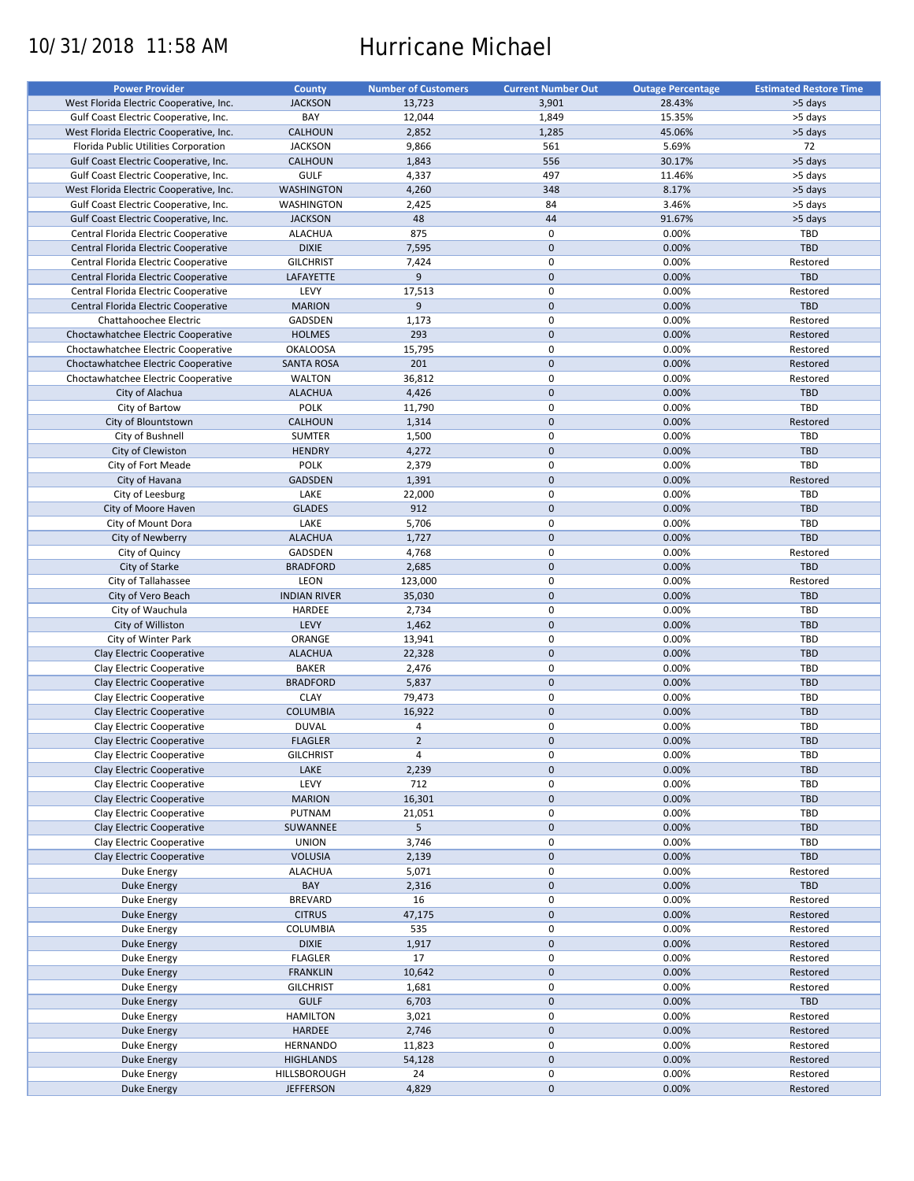10/31/2018 11:58 AM

# Hurricane Michael

| Power Provider | County | Number of Customers | Current Number Out | Outage Percentage | Estimated Restore Time |
|---|---|---|---|---|---|
| West Florida Electric Cooperative, Inc. | JACKSON | 13,723 | 3,901 | 28.43% | >5 days |
| Gulf Coast Electric Cooperative, Inc. | BAY | 12,044 | 1,849 | 15.35% | >5 days |
| West Florida Electric Cooperative, Inc. | CALHOUN | 2,852 | 1,285 | 45.06% | >5 days |
| Florida Public Utilities Corporation | JACKSON | 9,866 | 561 | 5.69% | 72 |
| Gulf Coast Electric Cooperative, Inc. | CALHOUN | 1,843 | 556 | 30.17% | >5 days |
| Gulf Coast Electric Cooperative, Inc. | GULF | 4,337 | 497 | 11.46% | >5 days |
| West Florida Electric Cooperative, Inc. | WASHINGTON | 4,260 | 348 | 8.17% | >5 days |
| Gulf Coast Electric Cooperative, Inc. | WASHINGTON | 2,425 | 84 | 3.46% | >5 days |
| Gulf Coast Electric Cooperative, Inc. | JACKSON | 48 | 44 | 91.67% | >5 days |
| Central Florida Electric Cooperative | ALACHUA | 875 | 0 | 0.00% | TBD |
| Central Florida Electric Cooperative | DIXIE | 7,595 | 0 | 0.00% | TBD |
| Central Florida Electric Cooperative | GILCHRIST | 7,424 | 0 | 0.00% | Restored |
| Central Florida Electric Cooperative | LAFAYETTE | 9 | 0 | 0.00% | TBD |
| Central Florida Electric Cooperative | LEVY | 17,513 | 0 | 0.00% | Restored |
| Central Florida Electric Cooperative | MARION | 9 | 0 | 0.00% | TBD |
| Chattahoochee Electric | GADSDEN | 1,173 | 0 | 0.00% | Restored |
| Choctawhatchee Electric Cooperative | HOLMES | 293 | 0 | 0.00% | Restored |
| Choctawhatchee Electric Cooperative | OKALOOSA | 15,795 | 0 | 0.00% | Restored |
| Choctawhatchee Electric Cooperative | SANTA ROSA | 201 | 0 | 0.00% | Restored |
| Choctawhatchee Electric Cooperative | WALTON | 36,812 | 0 | 0.00% | Restored |
| City of Alachua | ALACHUA | 4,426 | 0 | 0.00% | TBD |
| City of Bartow | POLK | 11,790 | 0 | 0.00% | TBD |
| City of Blountstown | CALHOUN | 1,314 | 0 | 0.00% | Restored |
| City of Bushnell | SUMTER | 1,500 | 0 | 0.00% | TBD |
| City of Clewiston | HENDRY | 4,272 | 0 | 0.00% | TBD |
| City of Fort Meade | POLK | 2,379 | 0 | 0.00% | TBD |
| City of Havana | GADSDEN | 1,391 | 0 | 0.00% | Restored |
| City of Leesburg | LAKE | 22,000 | 0 | 0.00% | TBD |
| City of Moore Haven | GLADES | 912 | 0 | 0.00% | TBD |
| City of Mount Dora | LAKE | 5,706 | 0 | 0.00% | TBD |
| City of Newberry | ALACHUA | 1,727 | 0 | 0.00% | TBD |
| City of Quincy | GADSDEN | 4,768 | 0 | 0.00% | Restored |
| City of Starke | BRADFORD | 2,685 | 0 | 0.00% | TBD |
| City of Tallahassee | LEON | 123,000 | 0 | 0.00% | Restored |
| City of Vero Beach | INDIAN RIVER | 35,030 | 0 | 0.00% | TBD |
| City of Wauchula | HARDEE | 2,734 | 0 | 0.00% | TBD |
| City of Williston | LEVY | 1,462 | 0 | 0.00% | TBD |
| City of Winter Park | ORANGE | 13,941 | 0 | 0.00% | TBD |
| Clay Electric Cooperative | ALACHUA | 22,328 | 0 | 0.00% | TBD |
| Clay Electric Cooperative | BAKER | 2,476 | 0 | 0.00% | TBD |
| Clay Electric Cooperative | BRADFORD | 5,837 | 0 | 0.00% | TBD |
| Clay Electric Cooperative | CLAY | 79,473 | 0 | 0.00% | TBD |
| Clay Electric Cooperative | COLUMBIA | 16,922 | 0 | 0.00% | TBD |
| Clay Electric Cooperative | DUVAL | 4 | 0 | 0.00% | TBD |
| Clay Electric Cooperative | FLAGLER | 2 | 0 | 0.00% | TBD |
| Clay Electric Cooperative | GILCHRIST | 4 | 0 | 0.00% | TBD |
| Clay Electric Cooperative | LAKE | 2,239 | 0 | 0.00% | TBD |
| Clay Electric Cooperative | LEVY | 712 | 0 | 0.00% | TBD |
| Clay Electric Cooperative | MARION | 16,301 | 0 | 0.00% | TBD |
| Clay Electric Cooperative | PUTNAM | 21,051 | 0 | 0.00% | TBD |
| Clay Electric Cooperative | SUWANNEE | 5 | 0 | 0.00% | TBD |
| Clay Electric Cooperative | UNION | 3,746 | 0 | 0.00% | TBD |
| Clay Electric Cooperative | VOLUSIA | 2,139 | 0 | 0.00% | TBD |
| Duke Energy | ALACHUA | 5,071 | 0 | 0.00% | Restored |
| Duke Energy | BAY | 2,316 | 0 | 0.00% | TBD |
| Duke Energy | BREVARD | 16 | 0 | 0.00% | Restored |
| Duke Energy | CITRUS | 47,175 | 0 | 0.00% | Restored |
| Duke Energy | COLUMBIA | 535 | 0 | 0.00% | Restored |
| Duke Energy | DIXIE | 1,917 | 0 | 0.00% | Restored |
| Duke Energy | FLAGLER | 17 | 0 | 0.00% | Restored |
| Duke Energy | FRANKLIN | 10,642 | 0 | 0.00% | Restored |
| Duke Energy | GILCHRIST | 1,681 | 0 | 0.00% | Restored |
| Duke Energy | GULF | 6,703 | 0 | 0.00% | TBD |
| Duke Energy | HAMILTON | 3,021 | 0 | 0.00% | Restored |
| Duke Energy | HARDEE | 2,746 | 0 | 0.00% | Restored |
| Duke Energy | HERNANDO | 11,823 | 0 | 0.00% | Restored |
| Duke Energy | HIGHLANDS | 54,128 | 0 | 0.00% | Restored |
| Duke Energy | HILLSBOROUGH | 24 | 0 | 0.00% | Restored |
| Duke Energy | JEFFERSON | 4,829 | 0 | 0.00% | Restored |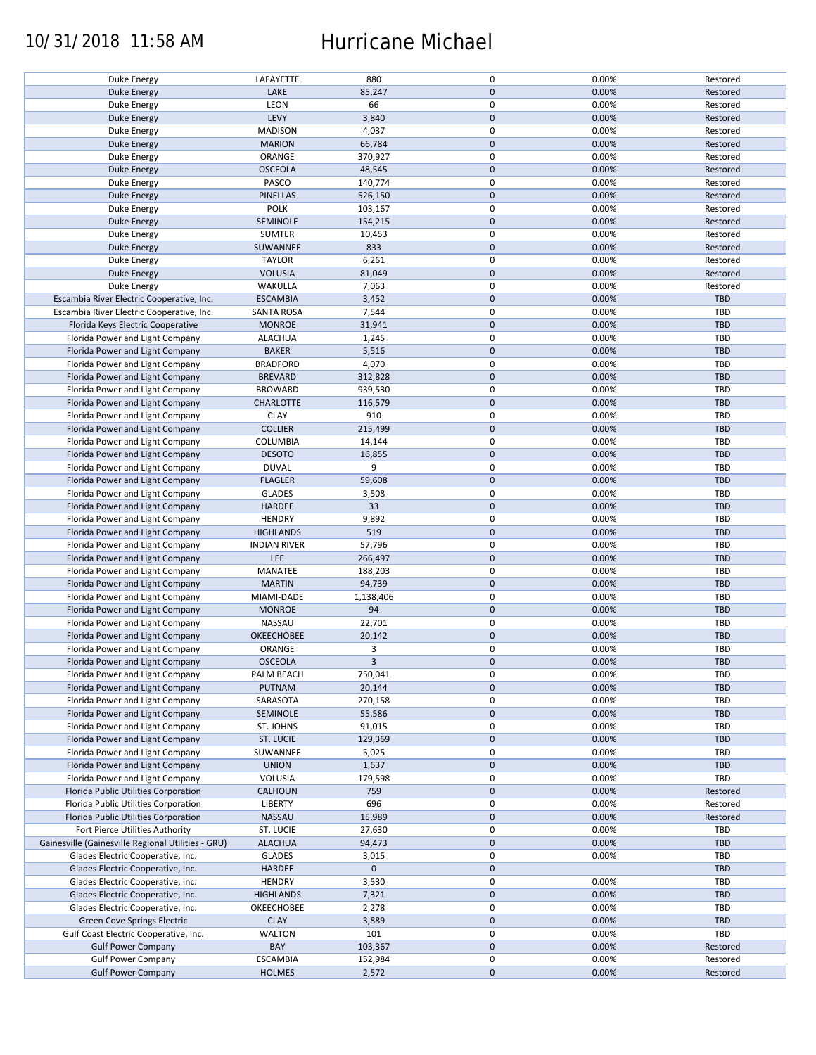# 10/31/2018 11:58 AM Hurricane Michael

| | | | | | |
|---|---|---|---|---|---|
| Duke Energy | LAFAYETTE | 880 | 0 | 0.00% | Restored |
| Duke Energy | LAKE | 85,247 | 0 | 0.00% | Restored |
| Duke Energy | LEON | 66 | 0 | 0.00% | Restored |
| Duke Energy | LEVY | 3,840 | 0 | 0.00% | Restored |
| Duke Energy | MADISON | 4,037 | 0 | 0.00% | Restored |
| Duke Energy | MARION | 66,784 | 0 | 0.00% | Restored |
| Duke Energy | ORANGE | 370,927 | 0 | 0.00% | Restored |
| Duke Energy | OSCEOLA | 48,545 | 0 | 0.00% | Restored |
| Duke Energy | PASCO | 140,774 | 0 | 0.00% | Restored |
| Duke Energy | PINELLAS | 526,150 | 0 | 0.00% | Restored |
| Duke Energy | POLK | 103,167 | 0 | 0.00% | Restored |
| Duke Energy | SEMINOLE | 154,215 | 0 | 0.00% | Restored |
| Duke Energy | SUMTER | 10,453 | 0 | 0.00% | Restored |
| Duke Energy | SUWANNEE | 833 | 0 | 0.00% | Restored |
| Duke Energy | TAYLOR | 6,261 | 0 | 0.00% | Restored |
| Duke Energy | VOLUSIA | 81,049 | 0 | 0.00% | Restored |
| Duke Energy | WAKULLA | 7,063 | 0 | 0.00% | Restored |
| Escambia River Electric Cooperative, Inc. | ESCAMBIA | 3,452 | 0 | 0.00% | TBD |
| Escambia River Electric Cooperative, Inc. | SANTA ROSA | 7,544 | 0 | 0.00% | TBD |
| Florida Keys Electric Cooperative | MONROE | 31,941 | 0 | 0.00% | TBD |
| Florida Power and Light Company | ALACHUA | 1,245 | 0 | 0.00% | TBD |
| Florida Power and Light Company | BAKER | 5,516 | 0 | 0.00% | TBD |
| Florida Power and Light Company | BRADFORD | 4,070 | 0 | 0.00% | TBD |
| Florida Power and Light Company | BREVARD | 312,828 | 0 | 0.00% | TBD |
| Florida Power and Light Company | BROWARD | 939,530 | 0 | 0.00% | TBD |
| Florida Power and Light Company | CHARLOTTE | 116,579 | 0 | 0.00% | TBD |
| Florida Power and Light Company | CLAY | 910 | 0 | 0.00% | TBD |
| Florida Power and Light Company | COLLIER | 215,499 | 0 | 0.00% | TBD |
| Florida Power and Light Company | COLUMBIA | 14,144 | 0 | 0.00% | TBD |
| Florida Power and Light Company | DESOTO | 16,855 | 0 | 0.00% | TBD |
| Florida Power and Light Company | DUVAL | 9 | 0 | 0.00% | TBD |
| Florida Power and Light Company | FLAGLER | 59,608 | 0 | 0.00% | TBD |
| Florida Power and Light Company | GLADES | 3,508 | 0 | 0.00% | TBD |
| Florida Power and Light Company | HARDEE | 33 | 0 | 0.00% | TBD |
| Florida Power and Light Company | HENDRY | 9,892 | 0 | 0.00% | TBD |
| Florida Power and Light Company | HIGHLANDS | 519 | 0 | 0.00% | TBD |
| Florida Power and Light Company | INDIAN RIVER | 57,796 | 0 | 0.00% | TBD |
| Florida Power and Light Company | LEE | 266,497 | 0 | 0.00% | TBD |
| Florida Power and Light Company | MANATEE | 188,203 | 0 | 0.00% | TBD |
| Florida Power and Light Company | MARTIN | 94,739 | 0 | 0.00% | TBD |
| Florida Power and Light Company | MIAMI-DADE | 1,138,406 | 0 | 0.00% | TBD |
| Florida Power and Light Company | MONROE | 94 | 0 | 0.00% | TBD |
| Florida Power and Light Company | NASSAU | 22,701 | 0 | 0.00% | TBD |
| Florida Power and Light Company | OKEECHOBEE | 20,142 | 0 | 0.00% | TBD |
| Florida Power and Light Company | ORANGE | 3 | 0 | 0.00% | TBD |
| Florida Power and Light Company | OSCEOLA | 3 | 0 | 0.00% | TBD |
| Florida Power and Light Company | PALM BEACH | 750,041 | 0 | 0.00% | TBD |
| Florida Power and Light Company | PUTNAM | 20,144 | 0 | 0.00% | TBD |
| Florida Power and Light Company | SARASOTA | 270,158 | 0 | 0.00% | TBD |
| Florida Power and Light Company | SEMINOLE | 55,586 | 0 | 0.00% | TBD |
| Florida Power and Light Company | ST. JOHNS | 91,015 | 0 | 0.00% | TBD |
| Florida Power and Light Company | ST. LUCIE | 129,369 | 0 | 0.00% | TBD |
| Florida Power and Light Company | SUWANNEE | 5,025 | 0 | 0.00% | TBD |
| Florida Power and Light Company | UNION | 1,637 | 0 | 0.00% | TBD |
| Florida Power and Light Company | VOLUSIA | 179,598 | 0 | 0.00% | TBD |
| Florida Public Utilities Corporation | CALHOUN | 759 | 0 | 0.00% | Restored |
| Florida Public Utilities Corporation | LIBERTY | 696 | 0 | 0.00% | Restored |
| Florida Public Utilities Corporation | NASSAU | 15,989 | 0 | 0.00% | Restored |
| Fort Pierce Utilities Authority | ST. LUCIE | 27,630 | 0 | 0.00% | TBD |
| Gainesville (Gainesville Regional Utilities - GRU) | ALACHUA | 94,473 | 0 | 0.00% | TBD |
| Glades Electric Cooperative, Inc. | GLADES | 3,015 | 0 | 0.00% | TBD |
| Glades Electric Cooperative, Inc. | HARDEE | 0 | 0 | | TBD |
| Glades Electric Cooperative, Inc. | HENDRY | 3,530 | 0 | 0.00% | TBD |
| Glades Electric Cooperative, Inc. | HIGHLANDS | 7,321 | 0 | 0.00% | TBD |
| Glades Electric Cooperative, Inc. | OKEECHOBEE | 2,278 | 0 | 0.00% | TBD |
| Green Cove Springs Electric | CLAY | 3,889 | 0 | 0.00% | TBD |
| Gulf Coast Electric Cooperative, Inc. | WALTON | 101 | 0 | 0.00% | TBD |
| Gulf Power Company | BAY | 103,367 | 0 | 0.00% | Restored |
| Gulf Power Company | ESCAMBIA | 152,984 | 0 | 0.00% | Restored |
| Gulf Power Company | HOLMES | 2,572 | 0 | 0.00% | Restored |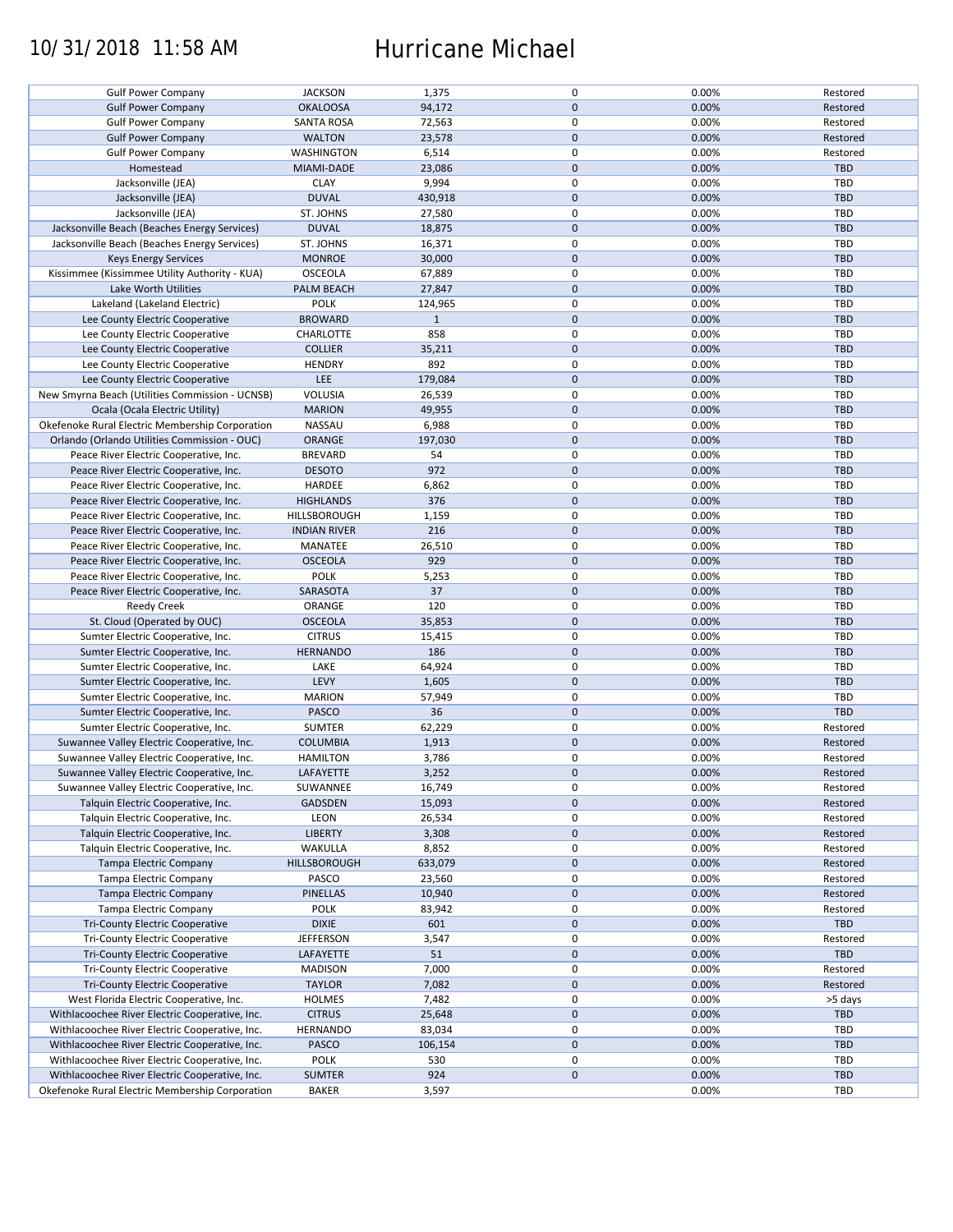| | | | | | |
|---|---|---|---|---|---|
| Gulf Power Company | JACKSON | 1,375 | 0 | 0.00% | Restored |
| Gulf Power Company | OKALOOSA | 94,172 | 0 | 0.00% | Restored |
| Gulf Power Company | SANTA ROSA | 72,563 | 0 | 0.00% | Restored |
| Gulf Power Company | WALTON | 23,578 | 0 | 0.00% | Restored |
| Gulf Power Company | WASHINGTON | 6,514 | 0 | 0.00% | Restored |
| Homestead | MIAMI-DADE | 23,086 | 0 | 0.00% | TBD |
| Jacksonville (JEA) | CLAY | 9,994 | 0 | 0.00% | TBD |
| Jacksonville (JEA) | DUVAL | 430,918 | 0 | 0.00% | TBD |
| Jacksonville (JEA) | ST. JOHNS | 27,580 | 0 | 0.00% | TBD |
| Jacksonville Beach (Beaches Energy Services) | DUVAL | 18,875 | 0 | 0.00% | TBD |
| Jacksonville Beach (Beaches Energy Services) | ST. JOHNS | 16,371 | 0 | 0.00% | TBD |
| Keys Energy Services | MONROE | 30,000 | 0 | 0.00% | TBD |
| Kissimmee (Kissimmee Utility Authority - KUA) | OSCEOLA | 67,889 | 0 | 0.00% | TBD |
| Lake Worth Utilities | PALM BEACH | 27,847 | 0 | 0.00% | TBD |
| Lakeland (Lakeland Electric) | POLK | 124,965 | 0 | 0.00% | TBD |
| Lee County Electric Cooperative | BROWARD | 1 | 0 | 0.00% | TBD |
| Lee County Electric Cooperative | CHARLOTTE | 858 | 0 | 0.00% | TBD |
| Lee County Electric Cooperative | COLLIER | 35,211 | 0 | 0.00% | TBD |
| Lee County Electric Cooperative | HENDRY | 892 | 0 | 0.00% | TBD |
| Lee County Electric Cooperative | LEE | 179,084 | 0 | 0.00% | TBD |
| New Smyrna Beach (Utilities Commission - UCNSB) | VOLUSIA | 26,539 | 0 | 0.00% | TBD |
| Ocala (Ocala Electric Utility) | MARION | 49,955 | 0 | 0.00% | TBD |
| Okefenoke Rural Electric Membership Corporation | NASSAU | 6,988 | 0 | 0.00% | TBD |
| Orlando (Orlando Utilities Commission - OUC) | ORANGE | 197,030 | 0 | 0.00% | TBD |
| Peace River Electric Cooperative, Inc. | BREVARD | 54 | 0 | 0.00% | TBD |
| Peace River Electric Cooperative, Inc. | DESOTO | 972 | 0 | 0.00% | TBD |
| Peace River Electric Cooperative, Inc. | HARDEE | 6,862 | 0 | 0.00% | TBD |
| Peace River Electric Cooperative, Inc. | HIGHLANDS | 376 | 0 | 0.00% | TBD |
| Peace River Electric Cooperative, Inc. | HILLSBOROUGH | 1,159 | 0 | 0.00% | TBD |
| Peace River Electric Cooperative, Inc. | INDIAN RIVER | 216 | 0 | 0.00% | TBD |
| Peace River Electric Cooperative, Inc. | MANATEE | 26,510 | 0 | 0.00% | TBD |
| Peace River Electric Cooperative, Inc. | OSCEOLA | 929 | 0 | 0.00% | TBD |
| Peace River Electric Cooperative, Inc. | POLK | 5,253 | 0 | 0.00% | TBD |
| Peace River Electric Cooperative, Inc. | SARASOTA | 37 | 0 | 0.00% | TBD |
| Reedy Creek | ORANGE | 120 | 0 | 0.00% | TBD |
| St. Cloud (Operated by OUC) | OSCEOLA | 35,853 | 0 | 0.00% | TBD |
| Sumter Electric Cooperative, Inc. | CITRUS | 15,415 | 0 | 0.00% | TBD |
| Sumter Electric Cooperative, Inc. | HERNANDO | 186 | 0 | 0.00% | TBD |
| Sumter Electric Cooperative, Inc. | LAKE | 64,924 | 0 | 0.00% | TBD |
| Sumter Electric Cooperative, Inc. | LEVY | 1,605 | 0 | 0.00% | TBD |
| Sumter Electric Cooperative, Inc. | MARION | 57,949 | 0 | 0.00% | TBD |
| Sumter Electric Cooperative, Inc. | PASCO | 36 | 0 | 0.00% | TBD |
| Sumter Electric Cooperative, Inc. | SUMTER | 62,229 | 0 | 0.00% | Restored |
| Suwannee Valley Electric Cooperative, Inc. | COLUMBIA | 1,913 | 0 | 0.00% | Restored |
| Suwannee Valley Electric Cooperative, Inc. | HAMILTON | 3,786 | 0 | 0.00% | Restored |
| Suwannee Valley Electric Cooperative, Inc. | LAFAYETTE | 3,252 | 0 | 0.00% | Restored |
| Suwannee Valley Electric Cooperative, Inc. | SUWANNEE | 16,749 | 0 | 0.00% | Restored |
| Talquin Electric Cooperative, Inc. | GADSDEN | 15,093 | 0 | 0.00% | Restored |
| Talquin Electric Cooperative, Inc. | LEON | 26,534 | 0 | 0.00% | Restored |
| Talquin Electric Cooperative, Inc. | LIBERTY | 3,308 | 0 | 0.00% | Restored |
| Talquin Electric Cooperative, Inc. | WAKULLA | 8,852 | 0 | 0.00% | Restored |
| Tampa Electric Company | HILLSBOROUGH | 633,079 | 0 | 0.00% | Restored |
| Tampa Electric Company | PASCO | 23,560 | 0 | 0.00% | Restored |
| Tampa Electric Company | PINELLAS | 10,940 | 0 | 0.00% | Restored |
| Tampa Electric Company | POLK | 83,942 | 0 | 0.00% | Restored |
| Tri-County Electric Cooperative | DIXIE | 601 | 0 | 0.00% | TBD |
| Tri-County Electric Cooperative | JEFFERSON | 3,547 | 0 | 0.00% | Restored |
| Tri-County Electric Cooperative | LAFAYETTE | 51 | 0 | 0.00% | TBD |
| Tri-County Electric Cooperative | MADISON | 7,000 | 0 | 0.00% | Restored |
| Tri-County Electric Cooperative | TAYLOR | 7,082 | 0 | 0.00% | Restored |
| West Florida Electric Cooperative, Inc. | HOLMES | 7,482 | 0 | 0.00% | >5 days |
| Withlacoochee River Electric Cooperative, Inc. | CITRUS | 25,648 | 0 | 0.00% | TBD |
| Withlacoochee River Electric Cooperative, Inc. | HERNANDO | 83,034 | 0 | 0.00% | TBD |
| Withlacoochee River Electric Cooperative, Inc. | PASCO | 106,154 | 0 | 0.00% | TBD |
| Withlacoochee River Electric Cooperative, Inc. | POLK | 530 | 0 | 0.00% | TBD |
| Withlacoochee River Electric Cooperative, Inc. | SUMTER | 924 | 0 | 0.00% | TBD |
| Okefenoke Rural Electric Membership Corporation | BAKER | 3,597 | | 0.00% | TBD |